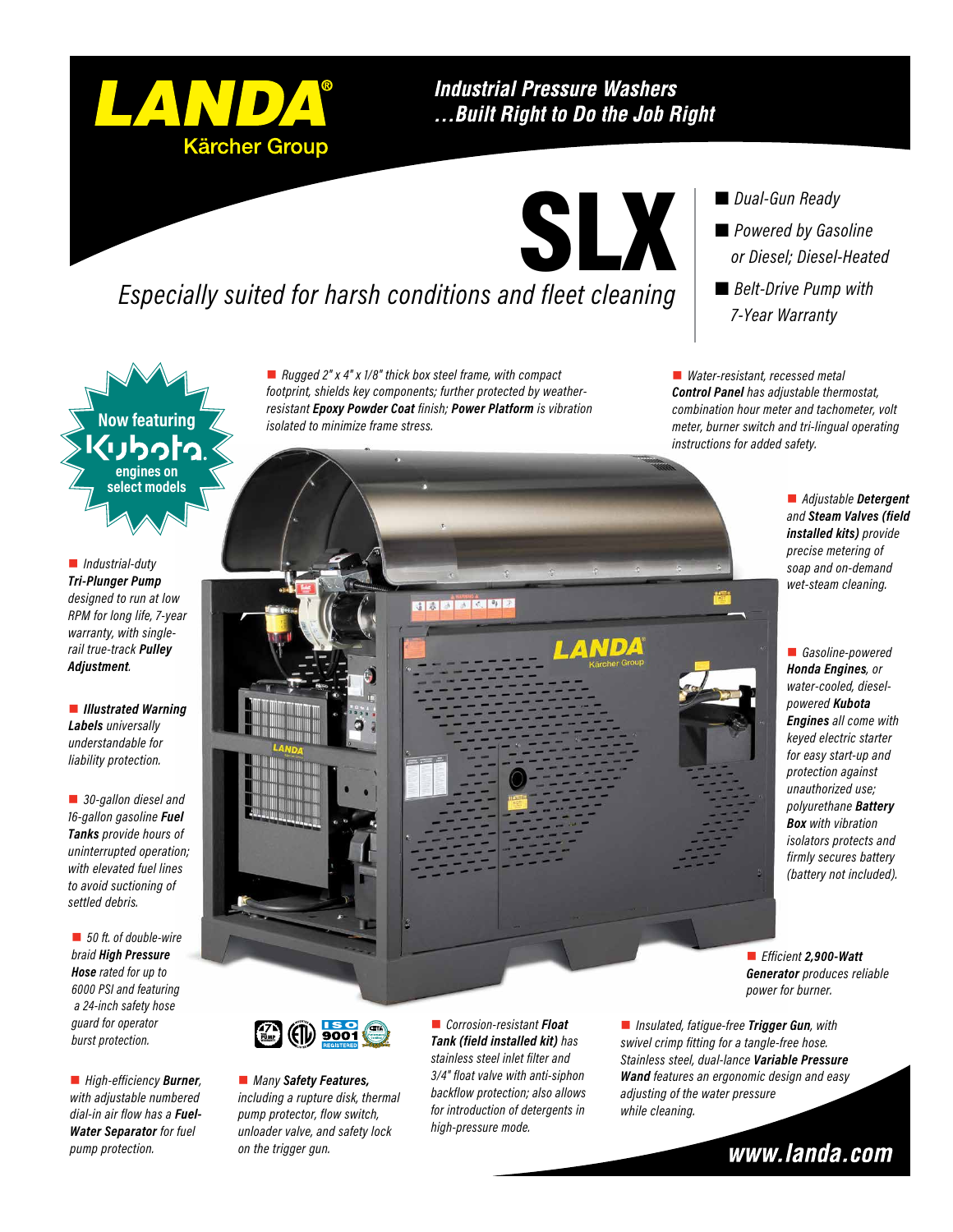# LANDA®

Kärcher Group

## Industrial Pressure Washers …Built Right to Do the Job Right

# SLX

*Especially suited for harsh conditions and fleet cleaning*

- *Dual-Gun Ready*
- *Powered by Gasoline or Diesel; Diesel-Heated*
- *Belt-Drive Pump with 7-Year Warranty*

**Now featuring Kubota engines on select models**

- *Rugged 2" x 4" x 1/8" thick box steel frame, with compact footprint, shields key components; further protected by weather-resistant* ***Epoxy Powder Coat*** *finish;* ***Power Platform*** *is vibration isolated to minimize frame stress.*
- *Water-resistant, recessed metal* ***Control Panel*** *has adjustable thermostat, combination hour meter and tachometer, volt meter, burner switch and tri-lingual operating instructions for added safety.*
- *Industrial-duty* ***Tri-Plunger Pump*** *designed to run at low RPM for long life, 7-year warranty, with single-rail true-track* ***Pulley Adjustment****.*
- *Adjustable* ***Detergent*** *and* ***Steam Valves (field installed kits)*** *provide precise metering of soap and on-demand wet-steam cleaning.*
- ***Illustrated Warning Labels*** *universally understandable for liability protection.*
- *30-gallon diesel and 16-gallon gasoline* ***Fuel Tanks*** *provide hours of uninterrupted operation; with elevated fuel lines to avoid suctioning of settled debris.*
- *Gasoline-powered* ***Honda Engines****, or water-cooled, diesel-powered* ***Kubota Engines*** *all come with keyed electric starter for easy start-up and protection against unauthorized use; polyurethane* ***Battery Box*** *with vibration isolators protects and firmly secures battery (battery not included).*
- *50 ft. of double-wire braid* ***High Pressure Hose*** *rated for up to 6000 PSI and featuring a 24-inch safety hose guard for operator burst protection.*
- *Efficient* ***2,900-Watt Generator*** *produces reliable power for burner.*
- *High-efficiency* ***Burner****, with adjustable numbered dial-in air flow has a* ***Fuel-Water Separator*** *for fuel pump protection.*
- *Many* ***Safety Features,*** *including a rupture disk, thermal pump protector, flow switch, unloader valve, and safety lock on the trigger gun.*
- *Corrosion-resistant* ***Float Tank (field installed kit)*** *has stainless steel inlet filter and 3/4" float valve with anti-siphon backflow protection; also allows for introduction of detergents in high-pressure mode.*
- *Insulated, fatigue-free* ***Trigger Gun****, with swivel crimp fitting for a tangle-free hose. Stainless steel, dual-lance* ***Variable Pressure Wand*** *features an ergonomic design and easy adjusting of the water pressure while cleaning.*

ISO 9001 REGISTERED

**www.landa.com**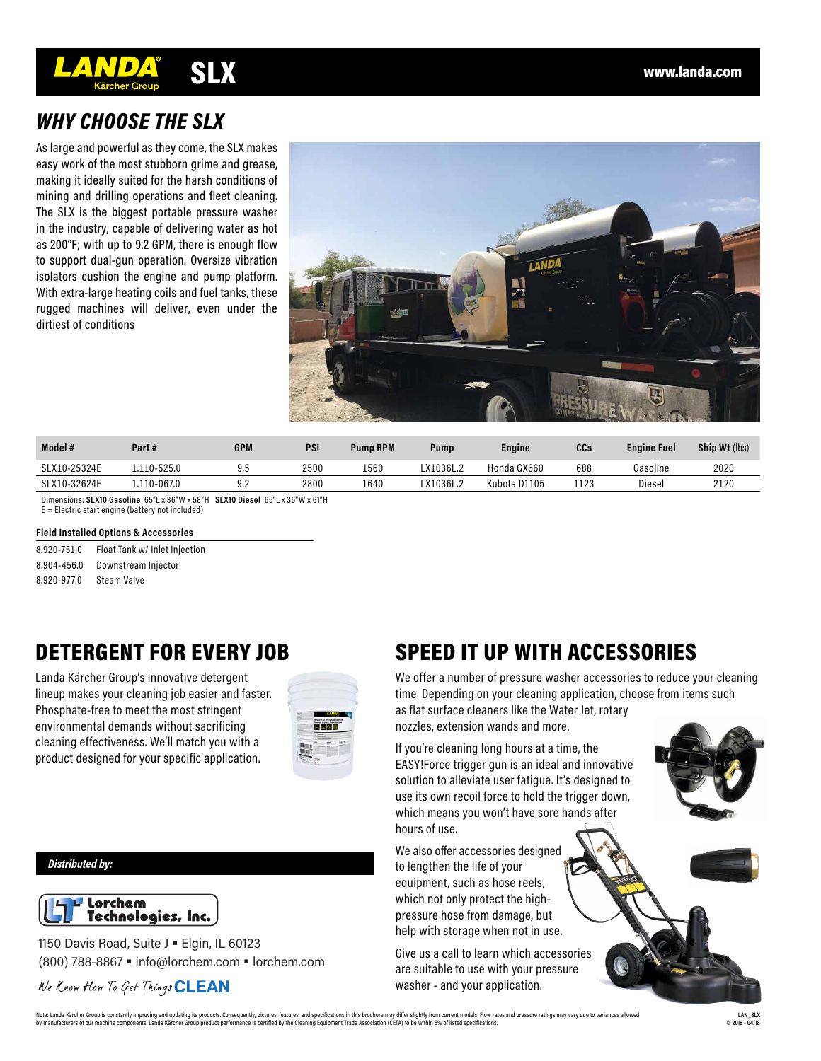# SLX

## WHY CHOOSE THE SLX

As large and powerful as they come, the SLX makes easy work of the most stubborn grime and grease, making it ideally suited for the harsh conditions of mining and drilling operations and fleet cleaning. The SLX is the biggest portable pressure washer in the industry, capable of delivering water as hot as 200°F; with up to 9.2 GPM, there is enough flow to support dual-gun operation. Oversize vibration isolators cushion the engine and pump platform. With extra-large heating coils and fuel tanks, these rugged machines will deliver, even under the dirtiest of conditions

| Model # | Part # | GPM | PSI | Pump RPM | Pump | Engine | CCs | Engine Fuel | Ship Wt (lbs) |
|---|---|---|---|---|---|---|---|---|---|
| SLX10-25324E | 1.110-525.0 | 9.5 | 2500 | 1560 | LX1036L.2 | Honda GX660 | 688 | Gasoline | 2020 |
| SLX10-32624E | 1.110-067.0 | 9.2 | 2800 | 1640 | LX1036L.2 | Kubota D1105 | 1123 | Diesel | 2120 |

Dimensions: **SLX10 Gasoline** 65"L x 36"W x 58"H **SLX10 Diesel** 65"L x 36"W x 61"H
E = Electric start engine (battery not included)

**Field Installed Options & Accessories**

| | |
|---|---|
| 8.920-751.0 | Float Tank w/ Inlet Injection |
| 8.904-456.0 | Downstream Injector |
| 8.920-977.0 | Steam Valve |

## DETERGENT FOR EVERY JOB

Landa Kärcher Group's innovative detergent lineup makes your cleaning job easier and faster. Phosphate-free to meet the most stringent environmental demands without sacrificing cleaning effectiveness. We'll match you with a product designed for your specific application.

## SPEED IT UP WITH ACCESSORIES

We offer a number of pressure washer accessories to reduce your cleaning time. Depending on your cleaning application, choose from items such as flat surface cleaners like the Water Jet, rotary nozzles, extension wands and more.

If you're cleaning long hours at a time, the EASY!Force trigger gun is an ideal and innovative solution to alleviate user fatigue. It's designed to use its own recoil force to hold the trigger down, which means you won't have sore hands after hours of use.

We also offer accessories designed to lengthen the life of your equipment, such as hose reels, which not only protect the high-pressure hose from damage, but help with storage when not in use.

Give us a call to learn which accessories are suitable to use with your pressure washer - and your application.

***Distributed by:***

Lorchem Technologies, Inc.

1150 Davis Road, Suite J ▪ Elgin, IL 60123
(800) 788-8867 ▪ info@lorchem.com ▪ lorchem.com

We Know How To Get Things CLEAN

Note: Landa Kärcher Group is constantly improving and updating its products. Consequently, pictures, features, and specifications in this brochure may differ slightly from current models. Flow rates and pressure ratings may vary due to variances allowed by manufacturers of our machine components. Landa Kärcher Group product performance is certified by the Cleaning Equipment Trade Association (CETA) to be within 5% of listed specifications.

LAN_SLX
© 2018 - 04/18